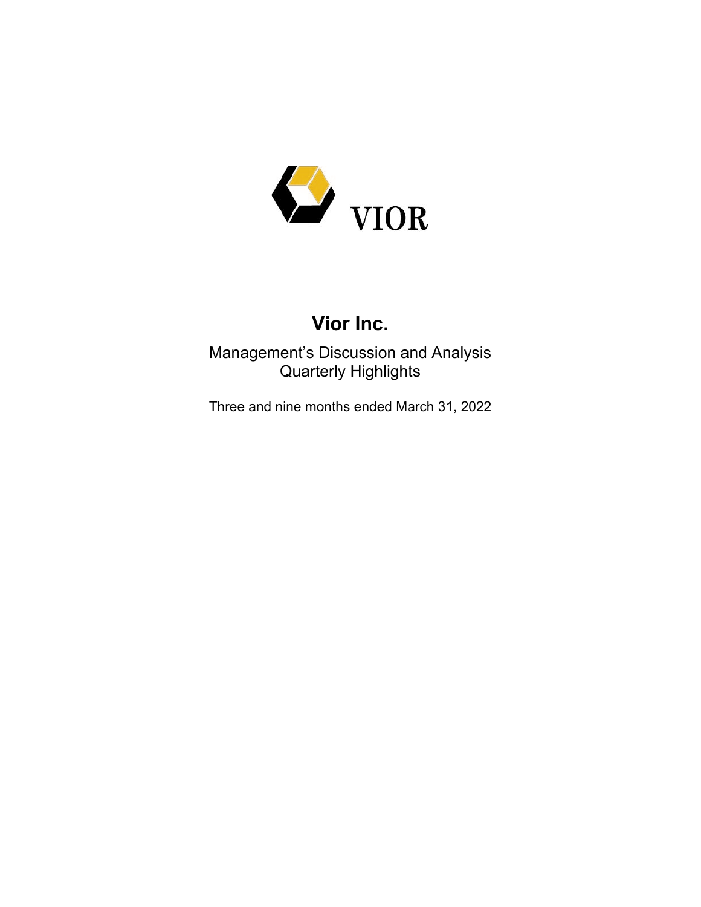# Vior Inc.

Management's Discussion and Analysis
Quarterly Highlights

Three and nine months ended March 31, 2022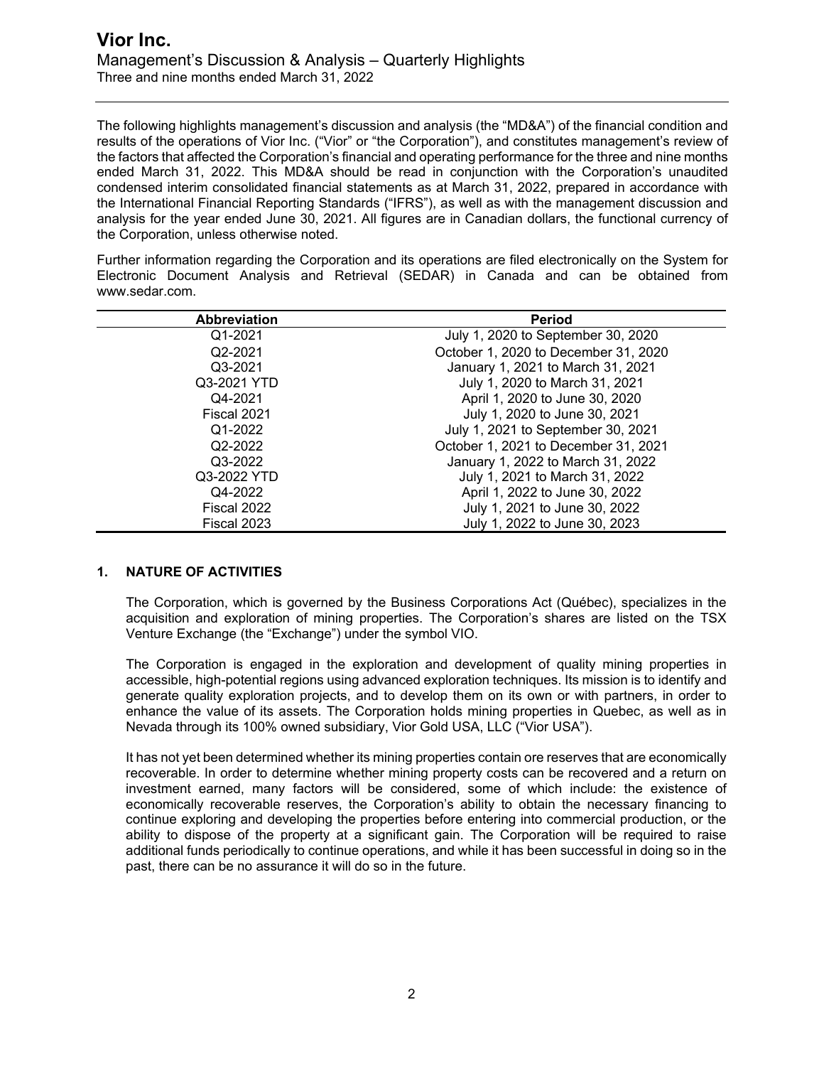The following highlights management's discussion and analysis (the "MD&A") of the financial condition and results of the operations of Vior Inc. ("Vior" or "the Corporation"), and constitutes management's review of the factors that affected the Corporation's financial and operating performance for the three and nine months ended March 31, 2022. This MD&A should be read in conjunction with the Corporation's unaudited condensed interim consolidated financial statements as at March 31, 2022, prepared in accordance with the International Financial Reporting Standards ("IFRS"), as well as with the management discussion and analysis for the year ended June 30, 2021. All figures are in Canadian dollars, the functional currency of the Corporation, unless otherwise noted.

Further information regarding the Corporation and its operations are filed electronically on the System for Electronic Document Analysis and Retrieval (SEDAR) in Canada and can be obtained from www.sedar.com.

| Abbreviation | Period |
|---|---|
| Q1-2021 | July 1, 2020 to September 30, 2020 |
| Q2-2021 | October 1, 2020 to December 31, 2020 |
| Q3-2021 | January 1, 2021 to March 31, 2021 |
| Q3-2021 YTD | July 1, 2020 to March 31, 2021 |
| Q4-2021 | April 1, 2020 to June 30, 2020 |
| Fiscal 2021 | July 1, 2020 to June 30, 2021 |
| Q1-2022 | July 1, 2021 to September 30, 2021 |
| Q2-2022 | October 1, 2021 to December 31, 2021 |
| Q3-2022 | January 1, 2022 to March 31, 2022 |
| Q3-2022 YTD | July 1, 2021 to March 31, 2022 |
| Q4-2022 | April 1, 2022 to June 30, 2022 |
| Fiscal 2022 | July 1, 2021 to June 30, 2022 |
| Fiscal 2023 | July 1, 2022 to June 30, 2023 |

## 1. NATURE OF ACTIVITIES

The Corporation, which is governed by the Business Corporations Act (Québec), specializes in the acquisition and exploration of mining properties. The Corporation's shares are listed on the TSX Venture Exchange (the "Exchange") under the symbol VIO.

The Corporation is engaged in the exploration and development of quality mining properties in accessible, high-potential regions using advanced exploration techniques. Its mission is to identify and generate quality exploration projects, and to develop them on its own or with partners, in order to enhance the value of its assets. The Corporation holds mining properties in Quebec, as well as in Nevada through its 100% owned subsidiary, Vior Gold USA, LLC ("Vior USA").

It has not yet been determined whether its mining properties contain ore reserves that are economically recoverable. In order to determine whether mining property costs can be recovered and a return on investment earned, many factors will be considered, some of which include: the existence of economically recoverable reserves, the Corporation's ability to obtain the necessary financing to continue exploring and developing the properties before entering into commercial production, or the ability to dispose of the property at a significant gain. The Corporation will be required to raise additional funds periodically to continue operations, and while it has been successful in doing so in the past, there can be no assurance it will do so in the future.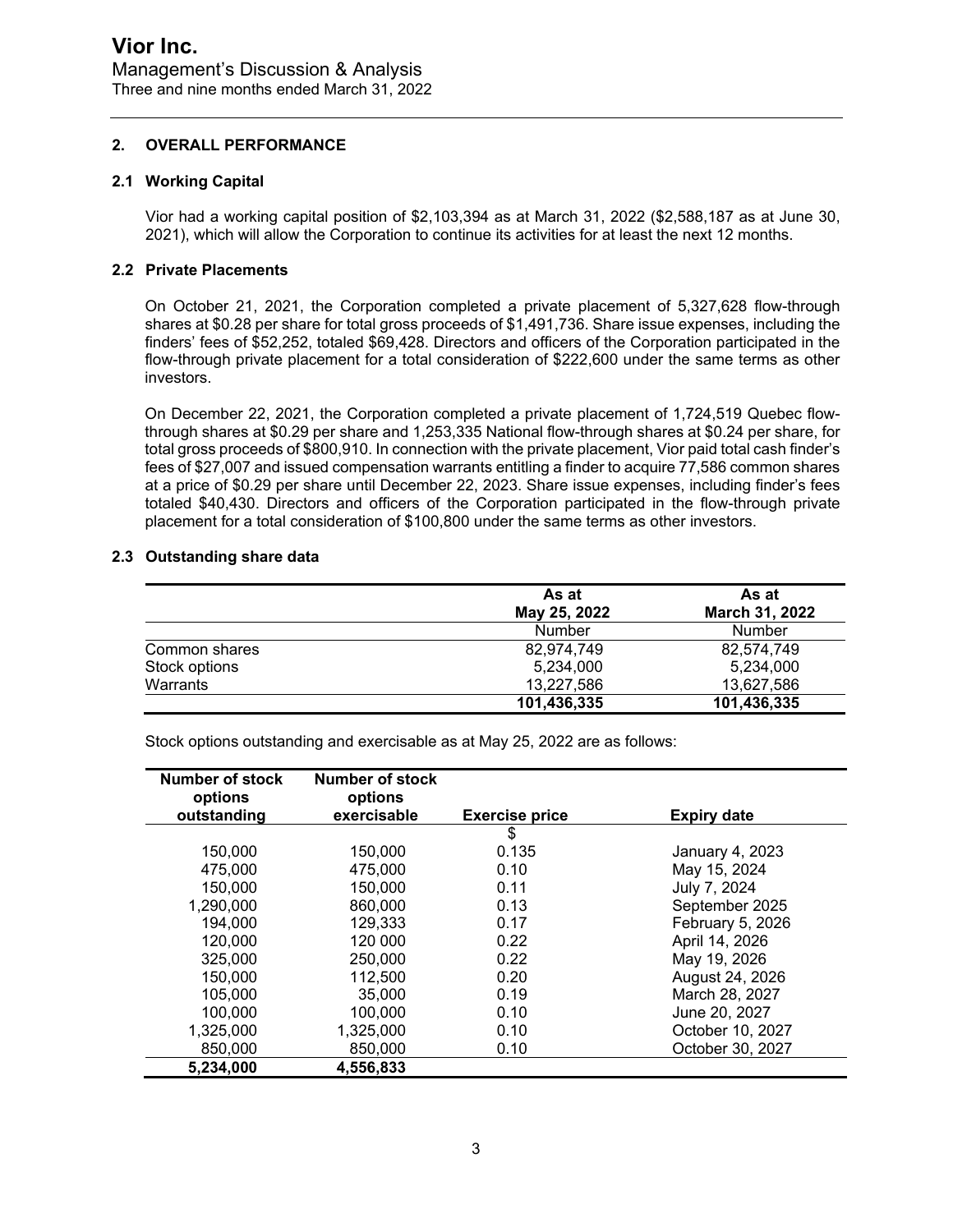## 2. OVERALL PERFORMANCE

### 2.1 Working Capital

Vior had a working capital position of $2,103,394 as at March 31, 2022 ($2,588,187 as at June 30, 2021), which will allow the Corporation to continue its activities for at least the next 12 months.

### 2.2 Private Placements

On October 21, 2021, the Corporation completed a private placement of 5,327,628 flow-through shares at $0.28 per share for total gross proceeds of $1,491,736. Share issue expenses, including the finders' fees of $52,252, totaled $69,428. Directors and officers of the Corporation participated in the flow-through private placement for a total consideration of $222,600 under the same terms as other investors.

On December 22, 2021, the Corporation completed a private placement of 1,724,519 Quebec flow-through shares at $0.29 per share and 1,253,335 National flow-through shares at $0.24 per share, for total gross proceeds of $800,910. In connection with the private placement, Vior paid total cash finder's fees of $27,007 and issued compensation warrants entitling a finder to acquire 77,586 common shares at a price of $0.29 per share until December 22, 2023. Share issue expenses, including finder's fees totaled $40,430. Directors and officers of the Corporation participated in the flow-through private placement for a total consideration of $100,800 under the same terms as other investors.

### 2.3 Outstanding share data

| | As at May 25, 2022 | As at March 31, 2022 |
|---|---|---|
| | Number | Number |
| Common shares | 82,974,749 | 82,574,749 |
| Stock options | 5,234,000 | 5,234,000 |
| Warrants | 13,227,586 | 13,627,586 |
| | **101,436,335** | **101,436,335** |

Stock options outstanding and exercisable as at May 25, 2022 are as follows:

| Number of stock options outstanding | Number of stock options exercisable | Exercise price | Expiry date |
|---|---|---|---|
| | | $ | |
| 150,000 | 150,000 | 0.135 | January 4, 2023 |
| 475,000 | 475,000 | 0.10 | May 15, 2024 |
| 150,000 | 150,000 | 0.11 | July 7, 2024 |
| 1,290,000 | 860,000 | 0.13 | September 2025 |
| 194,000 | 129,333 | 0.17 | February 5, 2026 |
| 120,000 | 120 000 | 0.22 | April 14, 2026 |
| 325,000 | 250,000 | 0.22 | May 19, 2026 |
| 150,000 | 112,500 | 0.20 | August 24, 2026 |
| 105,000 | 35,000 | 0.19 | March 28, 2027 |
| 100,000 | 100,000 | 0.10 | June 20, 2027 |
| 1,325,000 | 1,325,000 | 0.10 | October 10, 2027 |
| 850,000 | 850,000 | 0.10 | October 30, 2027 |
| **5,234,000** | **4,556,833** | | |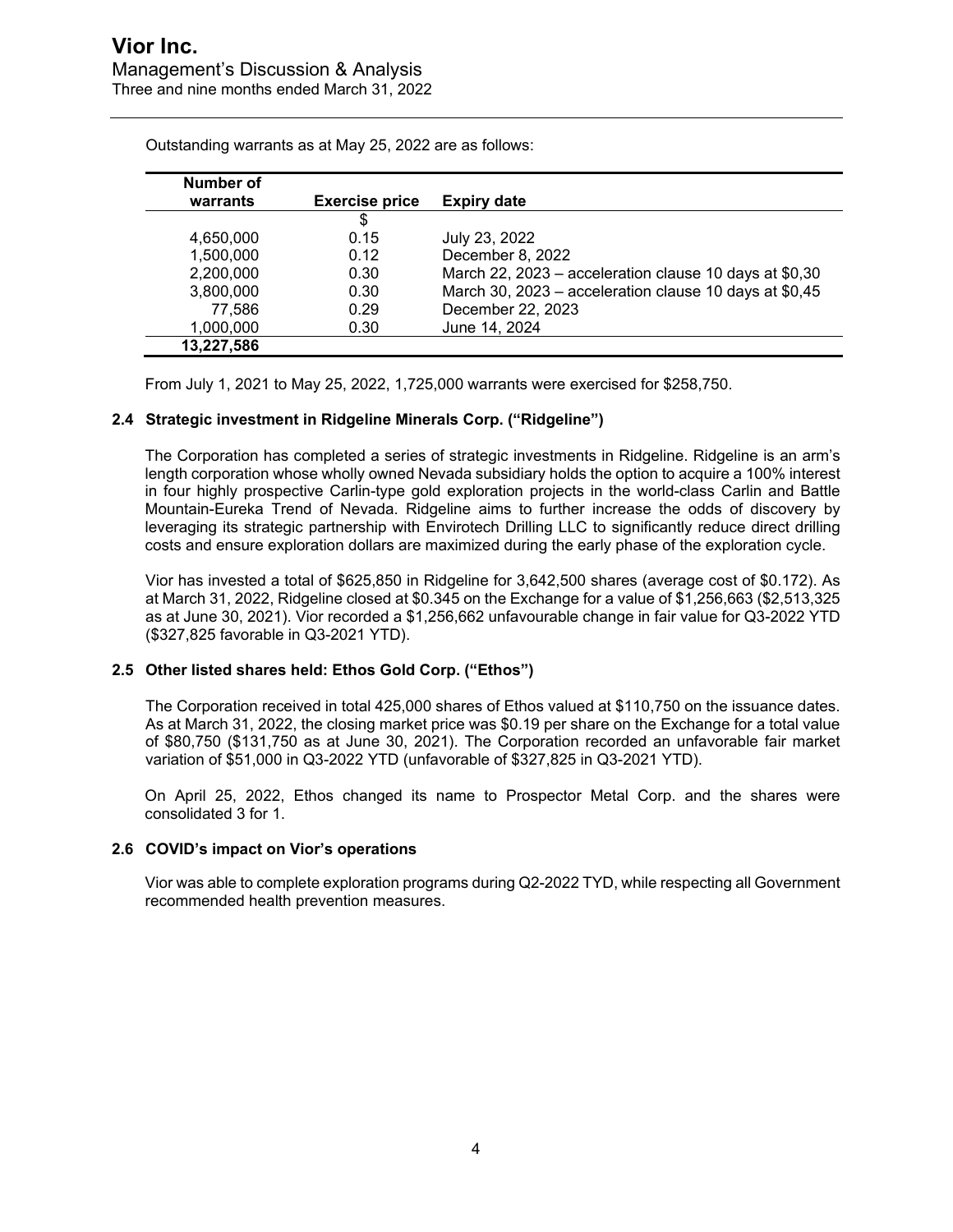Outstanding warrants as at May 25, 2022 are as follows:

| Number of warrants | Exercise price | Expiry date |
|---|---|---|
| | $ | |
| 4,650,000 | 0.15 | July 23, 2022 |
| 1,500,000 | 0.12 | December 8, 2022 |
| 2,200,000 | 0.30 | March 22, 2023 – acceleration clause 10 days at $0,30 |
| 3,800,000 | 0.30 | March 30, 2023 – acceleration clause 10 days at $0,45 |
| 77,586 | 0.29 | December 22, 2023 |
| 1,000,000 | 0.30 | June 14, 2024 |
| **13,227,586** | | |

From July 1, 2021 to May 25, 2022, 1,725,000 warrants were exercised for $258,750.

### 2.4 Strategic investment in Ridgeline Minerals Corp. ("Ridgeline")

The Corporation has completed a series of strategic investments in Ridgeline. Ridgeline is an arm's length corporation whose wholly owned Nevada subsidiary holds the option to acquire a 100% interest in four highly prospective Carlin-type gold exploration projects in the world-class Carlin and Battle Mountain-Eureka Trend of Nevada. Ridgeline aims to further increase the odds of discovery by leveraging its strategic partnership with Envirotech Drilling LLC to significantly reduce direct drilling costs and ensure exploration dollars are maximized during the early phase of the exploration cycle.

Vior has invested a total of $625,850 in Ridgeline for 3,642,500 shares (average cost of $0.172). As at March 31, 2022, Ridgeline closed at $0.345 on the Exchange for a value of $1,256,663 ($2,513,325 as at June 30, 2021). Vior recorded a $1,256,662 unfavourable change in fair value for Q3-2022 YTD ($327,825 favorable in Q3-2021 YTD).

### 2.5 Other listed shares held: Ethos Gold Corp. ("Ethos")

The Corporation received in total 425,000 shares of Ethos valued at $110,750 on the issuance dates. As at March 31, 2022, the closing market price was $0.19 per share on the Exchange for a total value of $80,750 ($131,750 as at June 30, 2021). The Corporation recorded an unfavorable fair market variation of $51,000 in Q3-2022 YTD (unfavorable of $327,825 in Q3-2021 YTD).

On April 25, 2022, Ethos changed its name to Prospector Metal Corp. and the shares were consolidated 3 for 1.

### 2.6 COVID's impact on Vior's operations

Vior was able to complete exploration programs during Q2-2022 TYD, while respecting all Government recommended health prevention measures.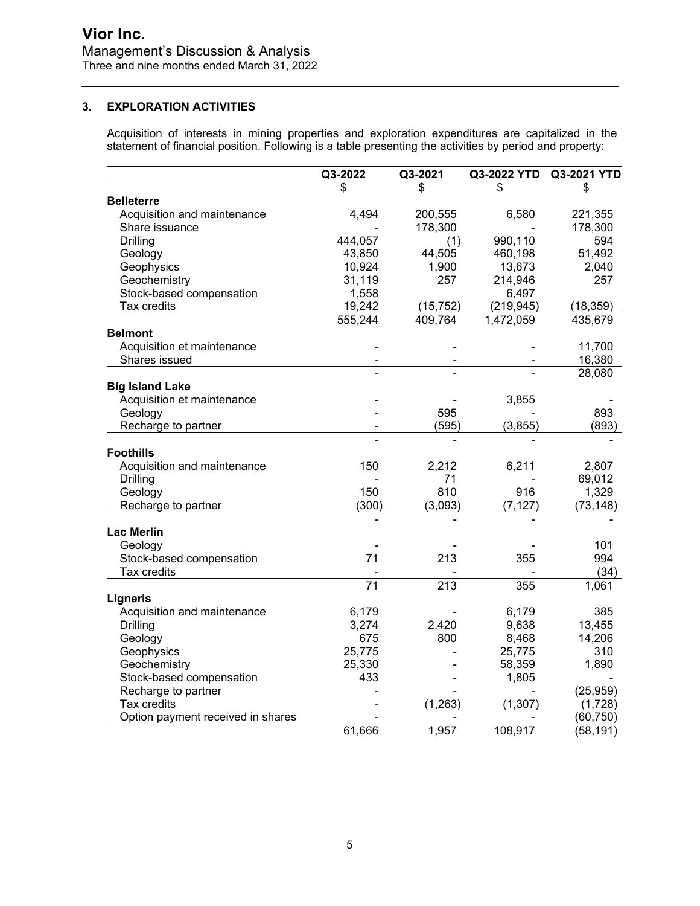## 3. EXPLORATION ACTIVITIES

Acquisition of interests in mining properties and exploration expenditures are capitalized in the statement of financial position. Following is a table presenting the activities by period and property:

| | Q3-2022 | Q3-2021 | Q3-2022 YTD | Q3-2021 YTD |
|---|---|---|---|---|
| | $ | $ | $ | $ |
| **Belleterre** | | | | |
| Acquisition and maintenance | 4,494 | 200,555 | 6,580 | 221,355 |
| Share issuance | - | 178,300 | - | 178,300 |
| Drilling | 444,057 | (1) | 990,110 | 594 |
| Geology | 43,850 | 44,505 | 460,198 | 51,492 |
| Geophysics | 10,924 | 1,900 | 13,673 | 2,040 |
| Geochemistry | 31,119 | 257 | 214,946 | 257 |
| Stock-based compensation | 1,558 | | 6,497 | |
| Tax credits | 19,242 | (15,752) | (219,945) | (18,359) |
| | 555,244 | 409,764 | 1,472,059 | 435,679 |
| **Belmont** | | | | |
| Acquisition et maintenance | - | - | - | 11,700 |
| Shares issued | - | - | - | 16,380 |
| | - | - | - | 28,080 |
| **Big Island Lake** | | | | |
| Acquisition et maintenance | - | - | 3,855 | - |
| Geology | - | 595 | - | 893 |
| Recharge to partner | - | (595) | (3,855) | (893) |
| | - | - | - | - |
| **Foothills** | | | | |
| Acquisition and maintenance | 150 | 2,212 | 6,211 | 2,807 |
| Drilling | - | 71 | - | 69,012 |
| Geology | 150 | 810 | 916 | 1,329 |
| Recharge to partner | (300) | (3,093) | (7,127) | (73,148) |
| | - | - | - | - |
| **Lac Merlin** | | | | |
| Geology | - | - | - | 101 |
| Stock-based compensation | 71 | 213 | 355 | 994 |
| Tax credits | - | - | - | (34) |
| | 71 | 213 | 355 | 1,061 |
| **Ligneris** | | | | |
| Acquisition and maintenance | 6,179 | - | 6,179 | 385 |
| Drilling | 3,274 | 2,420 | 9,638 | 13,455 |
| Geology | 675 | 800 | 8,468 | 14,206 |
| Geophysics | 25,775 | - | 25,775 | 310 |
| Geochemistry | 25,330 | - | 58,359 | 1,890 |
| Stock-based compensation | 433 | - | 1,805 | - |
| Recharge to partner | - | - | - | (25,959) |
| Tax credits | - | (1,263) | (1,307) | (1,728) |
| Option payment received in shares | - | - | - | (60,750) |
| | 61,666 | 1,957 | 108,917 | (58,191) |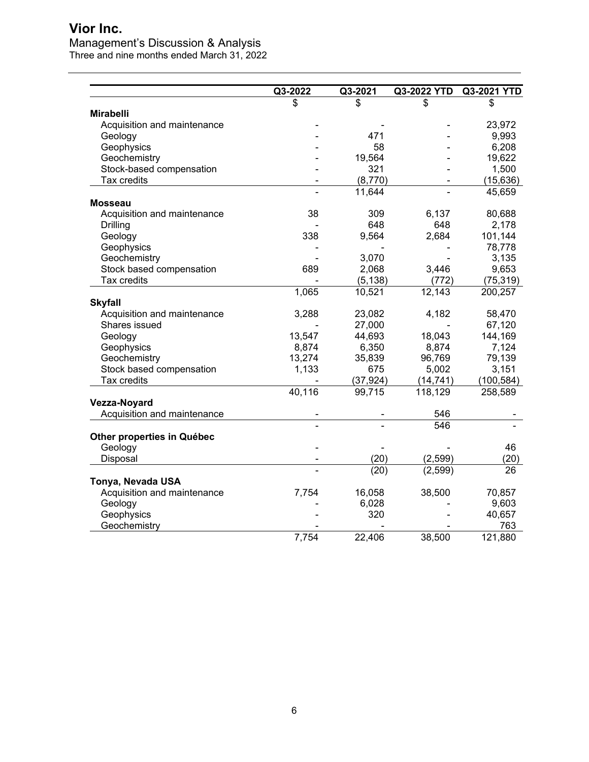| | Q3-2022 | Q3-2021 | Q3-2022 YTD | Q3-2021 YTD |
|---|---|---|---|---|
| | $ | $ | $ | $ |
| **Mirabelli** | | | | |
| Acquisition and maintenance | - | - | - | 23,972 |
| Geology | - | 471 | - | 9,993 |
| Geophysics | - | 58 | - | 6,208 |
| Geochemistry | - | 19,564 | - | 19,622 |
| Stock-based compensation | - | 321 | - | 1,500 |
| Tax credits | - | (8,770) | - | (15,636) |
| | - | 11,644 | - | 45,659 |
| **Mosseau** | | | | |
| Acquisition and maintenance | 38 | 309 | 6,137 | 80,688 |
| Drilling | - | 648 | 648 | 2,178 |
| Geology | 338 | 9,564 | 2,684 | 101,144 |
| Geophysics | - | - | - | 78,778 |
| Geochemistry | - | 3,070 | - | 3,135 |
| Stock based compensation | 689 | 2,068 | 3,446 | 9,653 |
| Tax credits | - | (5,138) | (772) | (75,319) |
| | 1,065 | 10,521 | 12,143 | 200,257 |
| **Skyfall** | | | | |
| Acquisition and maintenance | 3,288 | 23,082 | 4,182 | 58,470 |
| Shares issued | - | 27,000 | - | 67,120 |
| Geology | 13,547 | 44,693 | 18,043 | 144,169 |
| Geophysics | 8,874 | 6,350 | 8,874 | 7,124 |
| Geochemistry | 13,274 | 35,839 | 96,769 | 79,139 |
| Stock based compensation | 1,133 | 675 | 5,002 | 3,151 |
| Tax credits | - | (37,924) | (14,741) | (100,584) |
| | 40,116 | 99,715 | 118,129 | 258,589 |
| **Vezza-Noyard** | | | | |
| Acquisition and maintenance | - | - | 546 | - |
| | - | - | 546 | - |
| **Other properties in Québec** | | | | |
| Geology | - | - | - | 46 |
| Disposal | - | (20) | (2,599) | (20) |
| | - | (20) | (2,599) | 26 |
| **Tonya, Nevada USA** | | | | |
| Acquisition and maintenance | 7,754 | 16,058 | 38,500 | 70,857 |
| Geology | - | 6,028 | - | 9,603 |
| Geophysics | - | 320 | - | 40,657 |
| Geochemistry | - | - | - | 763 |
| | 7,754 | 22,406 | 38,500 | 121,880 |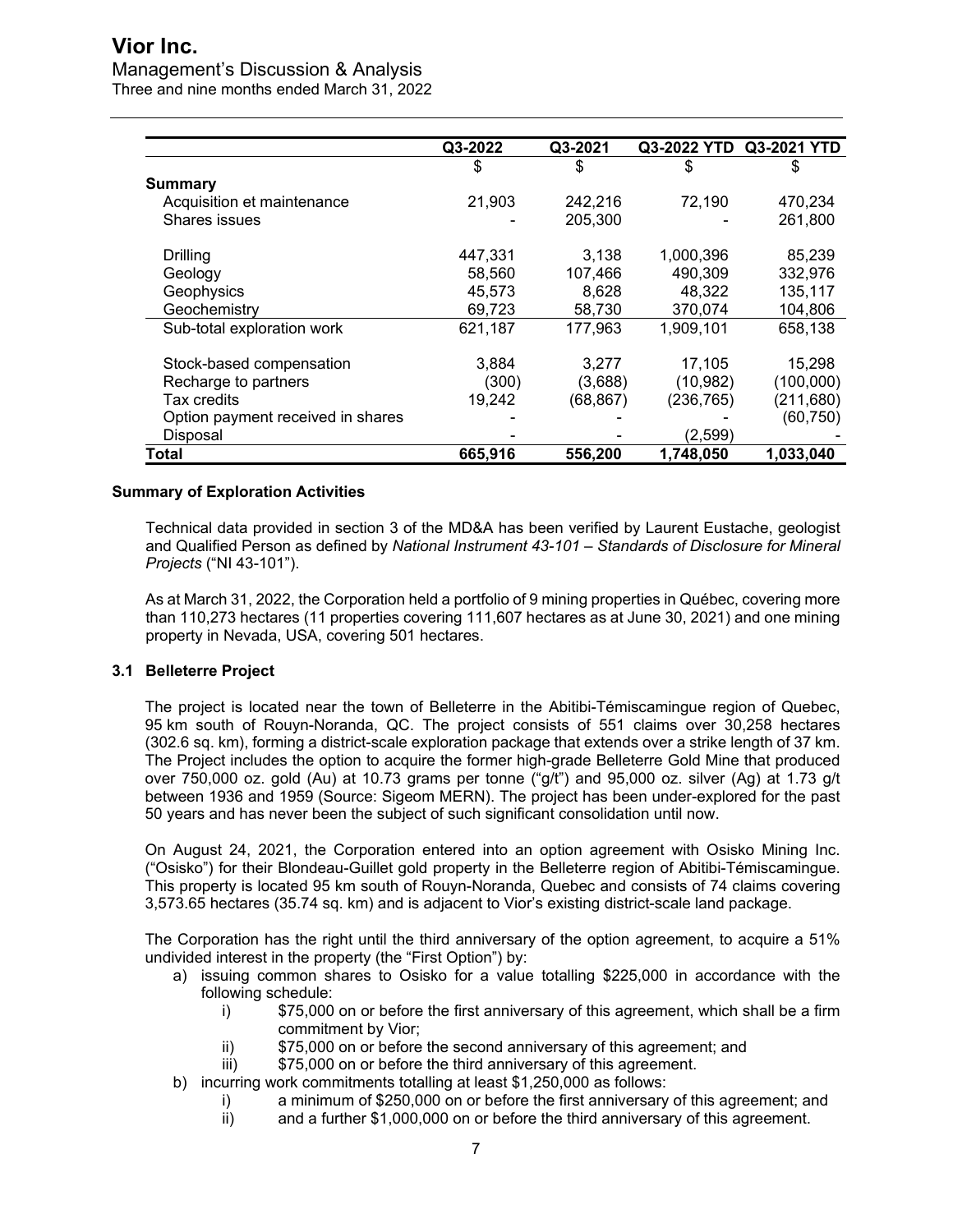| | Q3-2022 | Q3-2021 | Q3-2022 YTD | Q3-2021 YTD |
|---|---|---|---|---|
| | $ | $ | $ | $ |
| **Summary** | | | | |
| Acquisition et maintenance | 21,903 | 242,216 | 72,190 | 470,234 |
| Shares issues | - | 205,300 | - | 261,800 |
| Drilling | 447,331 | 3,138 | 1,000,396 | 85,239 |
| Geology | 58,560 | 107,466 | 490,309 | 332,976 |
| Geophysics | 45,573 | 8,628 | 48,322 | 135,117 |
| Geochemistry | 69,723 | 58,730 | 370,074 | 104,806 |
| Sub-total exploration work | 621,187 | 177,963 | 1,909,101 | 658,138 |
| Stock-based compensation | 3,884 | 3,277 | 17,105 | 15,298 |
| Recharge to partners | (300) | (3,688) | (10,982) | (100,000) |
| Tax credits | 19,242 | (68,867) | (236,765) | (211,680) |
| Option payment received in shares | - | - | - | (60,750) |
| Disposal | - | - | (2,599) | - |
| **Total** | **665,916** | **556,200** | **1,748,050** | **1,033,040** |

**Summary of Exploration Activities**

Technical data provided in section 3 of the MD&A has been verified by Laurent Eustache, geologist and Qualified Person as defined by *National Instrument 43-101 – Standards of Disclosure for Mineral Projects* ("NI 43-101").

As at March 31, 2022, the Corporation held a portfolio of 9 mining properties in Québec, covering more than 110,273 hectares (11 properties covering 111,607 hectares as at June 30, 2021) and one mining property in Nevada, USA, covering 501 hectares.

### 3.1 Belleterre Project

The project is located near the town of Belleterre in the Abitibi-Témiscamingue region of Quebec, 95 km south of Rouyn-Noranda, QC. The project consists of 551 claims over 30,258 hectares (302.6 sq. km), forming a district-scale exploration package that extends over a strike length of 37 km. The Project includes the option to acquire the former high-grade Belleterre Gold Mine that produced over 750,000 oz. gold (Au) at 10.73 grams per tonne ("g/t") and 95,000 oz. silver (Ag) at 1.73 g/t between 1936 and 1959 (Source: Sigeom MERN). The project has been under-explored for the past 50 years and has never been the subject of such significant consolidation until now.

On August 24, 2021, the Corporation entered into an option agreement with Osisko Mining Inc. ("Osisko") for their Blondeau-Guillet gold property in the Belleterre region of Abitibi-Témiscamingue. This property is located 95 km south of Rouyn-Noranda, Quebec and consists of 74 claims covering 3,573.65 hectares (35.74 sq. km) and is adjacent to Vior's existing district-scale land package.

The Corporation has the right until the third anniversary of the option agreement, to acquire a 51% undivided interest in the property (the "First Option") by:

a) issuing common shares to Osisko for a value totalling $225,000 in accordance with the following schedule:
    i) $75,000 on or before the first anniversary of this agreement, which shall be a firm commitment by Vior;
    ii) $75,000 on or before the second anniversary of this agreement; and
    iii) $75,000 on or before the third anniversary of this agreement.
b) incurring work commitments totalling at least $1,250,000 as follows:
    i) a minimum of $250,000 on or before the first anniversary of this agreement; and
    ii) and a further $1,000,000 on or before the third anniversary of this agreement.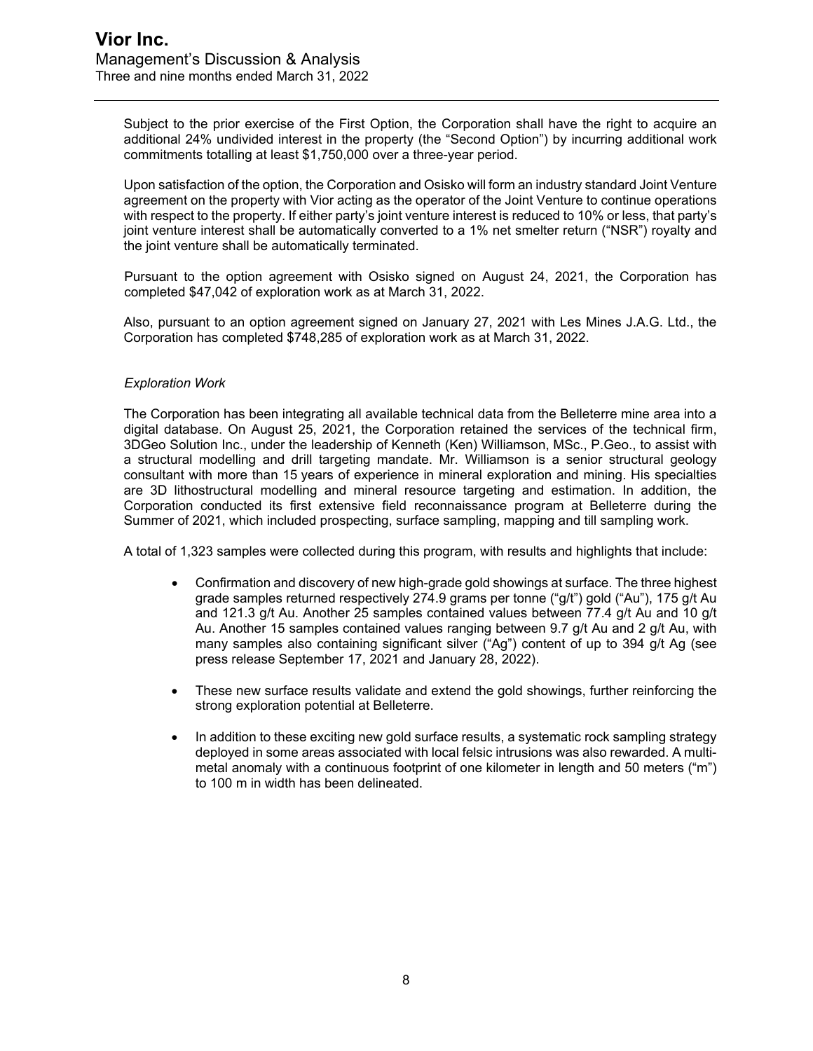Subject to the prior exercise of the First Option, the Corporation shall have the right to acquire an additional 24% undivided interest in the property (the "Second Option") by incurring additional work commitments totalling at least $1,750,000 over a three-year period.

Upon satisfaction of the option, the Corporation and Osisko will form an industry standard Joint Venture agreement on the property with Vior acting as the operator of the Joint Venture to continue operations with respect to the property. If either party's joint venture interest is reduced to 10% or less, that party's joint venture interest shall be automatically converted to a 1% net smelter return ("NSR") royalty and the joint venture shall be automatically terminated.

Pursuant to the option agreement with Osisko signed on August 24, 2021, the Corporation has completed $47,042 of exploration work as at March 31, 2022.

Also, pursuant to an option agreement signed on January 27, 2021 with Les Mines J.A.G. Ltd., the Corporation has completed $748,285 of exploration work as at March 31, 2022.

*Exploration Work*

The Corporation has been integrating all available technical data from the Belleterre mine area into a digital database. On August 25, 2021, the Corporation retained the services of the technical firm, 3DGeo Solution Inc., under the leadership of Kenneth (Ken) Williamson, MSc., P.Geo., to assist with a structural modelling and drill targeting mandate. Mr. Williamson is a senior structural geology consultant with more than 15 years of experience in mineral exploration and mining. His specialties are 3D lithostructural modelling and mineral resource targeting and estimation. In addition, the Corporation conducted its first extensive field reconnaissance program at Belleterre during the Summer of 2021, which included prospecting, surface sampling, mapping and till sampling work.

A total of 1,323 samples were collected during this program, with results and highlights that include:

- Confirmation and discovery of new high-grade gold showings at surface. The three highest grade samples returned respectively 274.9 grams per tonne ("g/t") gold ("Au"), 175 g/t Au and 121.3 g/t Au. Another 25 samples contained values between 77.4 g/t Au and 10 g/t Au. Another 15 samples contained values ranging between 9.7 g/t Au and 2 g/t Au, with many samples also containing significant silver ("Ag") content of up to 394 g/t Ag (see press release September 17, 2021 and January 28, 2022).

- These new surface results validate and extend the gold showings, further reinforcing the strong exploration potential at Belleterre.

- In addition to these exciting new gold surface results, a systematic rock sampling strategy deployed in some areas associated with local felsic intrusions was also rewarded. A multi-metal anomaly with a continuous footprint of one kilometer in length and 50 meters ("m") to 100 m in width has been delineated.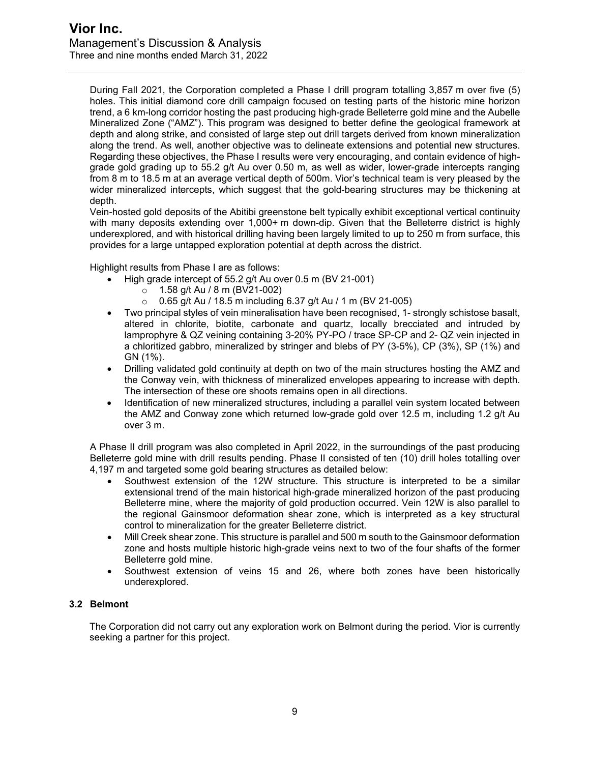During Fall 2021, the Corporation completed a Phase I drill program totalling 3,857 m over five (5) holes. This initial diamond core drill campaign focused on testing parts of the historic mine horizon trend, a 6 km-long corridor hosting the past producing high-grade Belleterre gold mine and the Aubelle Mineralized Zone ("AMZ"). This program was designed to better define the geological framework at depth and along strike, and consisted of large step out drill targets derived from known mineralization along the trend. As well, another objective was to delineate extensions and potential new structures. Regarding these objectives, the Phase I results were very encouraging, and contain evidence of high-grade gold grading up to 55.2 g/t Au over 0.50 m, as well as wider, lower-grade intercepts ranging from 8 m to 18.5 m at an average vertical depth of 500m. Vior's technical team is very pleased by the wider mineralized intercepts, which suggest that the gold-bearing structures may be thickening at depth.

Vein-hosted gold deposits of the Abitibi greenstone belt typically exhibit exceptional vertical continuity with many deposits extending over 1,000+ m down-dip. Given that the Belleterre district is highly underexplored, and with historical drilling having been largely limited to up to 250 m from surface, this provides for a large untapped exploration potential at depth across the district.

Highlight results from Phase I are as follows:

- High grade intercept of 55.2 g/t Au over 0.5 m (BV 21-001)
  - 1.58 g/t Au / 8 m (BV21-002)
  - 0.65 g/t Au / 18.5 m including 6.37 g/t Au / 1 m (BV 21-005)
- Two principal styles of vein mineralisation have been recognised, 1- strongly schistose basalt, altered in chlorite, biotite, carbonate and quartz, locally brecciated and intruded by lamprophyre & QZ veining containing 3-20% PY-PO / trace SP-CP and 2- QZ vein injected in a chloritized gabbro, mineralized by stringer and blebs of PY (3-5%), CP (3%), SP (1%) and GN (1%).
- Drilling validated gold continuity at depth on two of the main structures hosting the AMZ and the Conway vein, with thickness of mineralized envelopes appearing to increase with depth. The intersection of these ore shoots remains open in all directions.
- Identification of new mineralized structures, including a parallel vein system located between the AMZ and Conway zone which returned low-grade gold over 12.5 m, including 1.2 g/t Au over 3 m.

A Phase II drill program was also completed in April 2022, in the surroundings of the past producing Belleterre gold mine with drill results pending. Phase II consisted of ten (10) drill holes totalling over 4,197 m and targeted some gold bearing structures as detailed below:

- Southwest extension of the 12W structure. This structure is interpreted to be a similar extensional trend of the main historical high-grade mineralized horizon of the past producing Belleterre mine, where the majority of gold production occurred. Vein 12W is also parallel to the regional Gainsmoor deformation shear zone, which is interpreted as a key structural control to mineralization for the greater Belleterre district.
- Mill Creek shear zone. This structure is parallel and 500 m south to the Gainsmoor deformation zone and hosts multiple historic high-grade veins next to two of the four shafts of the former Belleterre gold mine.
- Southwest extension of veins 15 and 26, where both zones have been historically underexplored.

### 3.2 Belmont

The Corporation did not carry out any exploration work on Belmont during the period. Vior is currently seeking a partner for this project.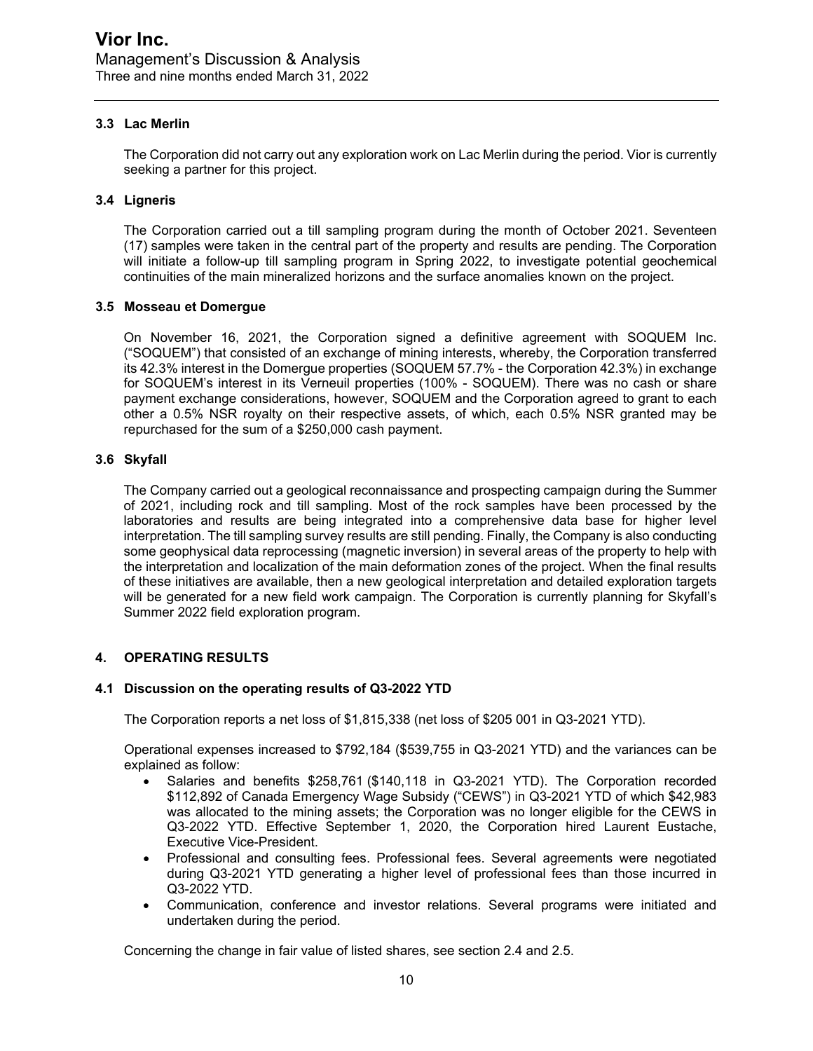### 3.3 Lac Merlin

The Corporation did not carry out any exploration work on Lac Merlin during the period. Vior is currently seeking a partner for this project.

### 3.4 Ligneris

The Corporation carried out a till sampling program during the month of October 2021. Seventeen (17) samples were taken in the central part of the property and results are pending. The Corporation will initiate a follow-up till sampling program in Spring 2022, to investigate potential geochemical continuities of the main mineralized horizons and the surface anomalies known on the project.

### 3.5 Mosseau et Domergue

On November 16, 2021, the Corporation signed a definitive agreement with SOQUEM Inc. ("SOQUEM") that consisted of an exchange of mining interests, whereby, the Corporation transferred its 42.3% interest in the Domergue properties (SOQUEM 57.7% - the Corporation 42.3%) in exchange for SOQUEM's interest in its Verneuil properties (100% - SOQUEM). There was no cash or share payment exchange considerations, however, SOQUEM and the Corporation agreed to grant to each other a 0.5% NSR royalty on their respective assets, of which, each 0.5% NSR granted may be repurchased for the sum of a $250,000 cash payment.

### 3.6 Skyfall

The Company carried out a geological reconnaissance and prospecting campaign during the Summer of 2021, including rock and till sampling. Most of the rock samples have been processed by the laboratories and results are being integrated into a comprehensive data base for higher level interpretation. The till sampling survey results are still pending. Finally, the Company is also conducting some geophysical data reprocessing (magnetic inversion) in several areas of the property to help with the interpretation and localization of the main deformation zones of the project. When the final results of these initiatives are available, then a new geological interpretation and detailed exploration targets will be generated for a new field work campaign. The Corporation is currently planning for Skyfall's Summer 2022 field exploration program.

## 4. OPERATING RESULTS

### 4.1 Discussion on the operating results of Q3-2022 YTD

The Corporation reports a net loss of $1,815,338 (net loss of $205 001 in Q3-2021 YTD).

Operational expenses increased to $792,184 ($539,755 in Q3-2021 YTD) and the variances can be explained as follow:

- Salaries and benefits $258,761 ($140,118 in Q3-2021 YTD). The Corporation recorded $112,892 of Canada Emergency Wage Subsidy ("CEWS") in Q3-2021 YTD of which $42,983 was allocated to the mining assets; the Corporation was no longer eligible for the CEWS in Q3-2022 YTD. Effective September 1, 2020, the Corporation hired Laurent Eustache, Executive Vice-President.
- Professional and consulting fees. Professional fees. Several agreements were negotiated during Q3-2021 YTD generating a higher level of professional fees than those incurred in Q3-2022 YTD.
- Communication, conference and investor relations. Several programs were initiated and undertaken during the period.

Concerning the change in fair value of listed shares, see section 2.4 and 2.5.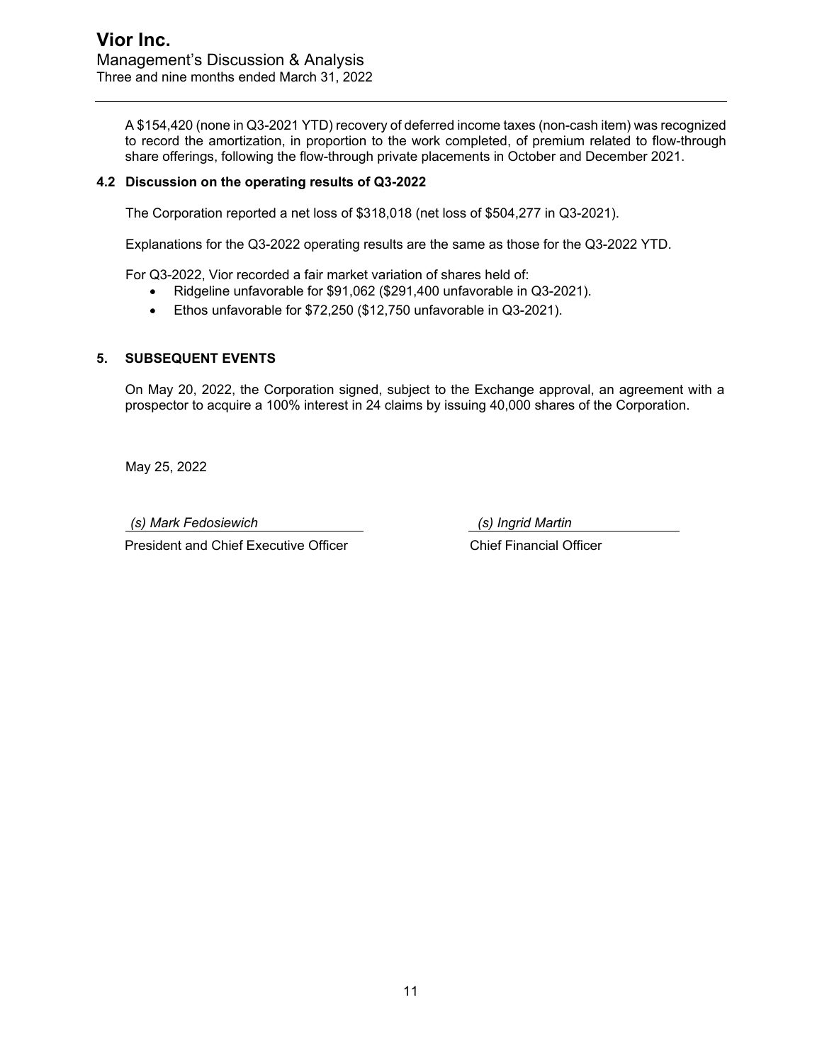A $154,420 (none in Q3-2021 YTD) recovery of deferred income taxes (non-cash item) was recognized to record the amortization, in proportion to the work completed, of premium related to flow-through share offerings, following the flow-through private placements in October and December 2021.

### 4.2 Discussion on the operating results of Q3-2022

The Corporation reported a net loss of $318,018 (net loss of $504,277 in Q3-2021).

Explanations for the Q3-2022 operating results are the same as those for the Q3-2022 YTD.

For Q3-2022, Vior recorded a fair market variation of shares held of:

- Ridgeline unfavorable for $91,062 ($291,400 unfavorable in Q3-2021).
- Ethos unfavorable for $72,250 ($12,750 unfavorable in Q3-2021).

## 5. SUBSEQUENT EVENTS

On May 20, 2022, the Corporation signed, subject to the Exchange approval, an agreement with a prospector to acquire a 100% interest in 24 claims by issuing 40,000 shares of the Corporation.

May 25, 2022

*(s) Mark Fedosiewich*
President and Chief Executive Officer

*(s) Ingrid Martin*
Chief Financial Officer